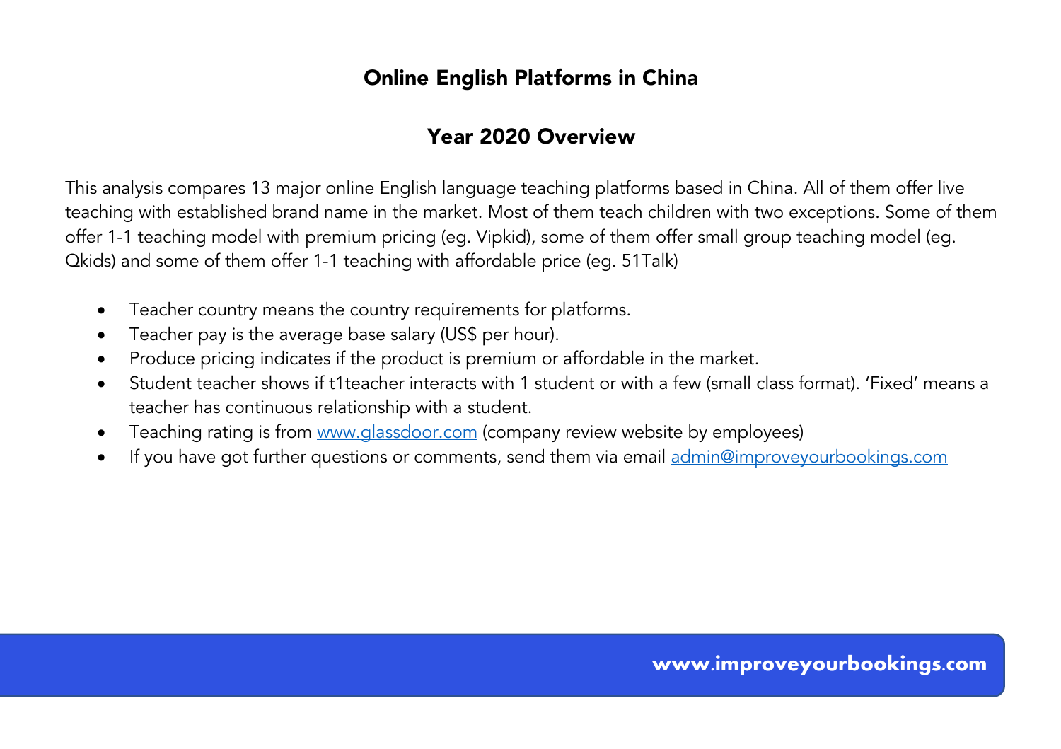# Online English Platforms in China

## Year 2020 Overview

This analysis compares 13 major online English language teaching platforms based in China. All of them offer live teaching with established brand name in the market. Most of them teach children with two exceptions. Some of them offer 1-1 teaching model with premium pricing (eg. Vipkid), some of them offer small group teaching model (eg. Qkids) and some of them offer 1-1 teaching with affordable price (eg. 51Talk)

- Teacher country means the country requirements for platforms.
- Teacher pay is the average base salary (US$ per hour).
- Produce pricing indicates if the product is premium or affordable in the market.
- Student teacher shows if t1teacher interacts with 1 student or with a few (small class format). 'Fixed' means a teacher has continuous relationship with a student.
- Teaching rating is from [www.glassdoor.com](http://www.glassdoor.com) (company review website by employees)
- If you have got further questions or comments, send them via email [admin@improveyourbookings.com](mailto:admin@improveyourbookings.com)

**www.improveyourbookings.com**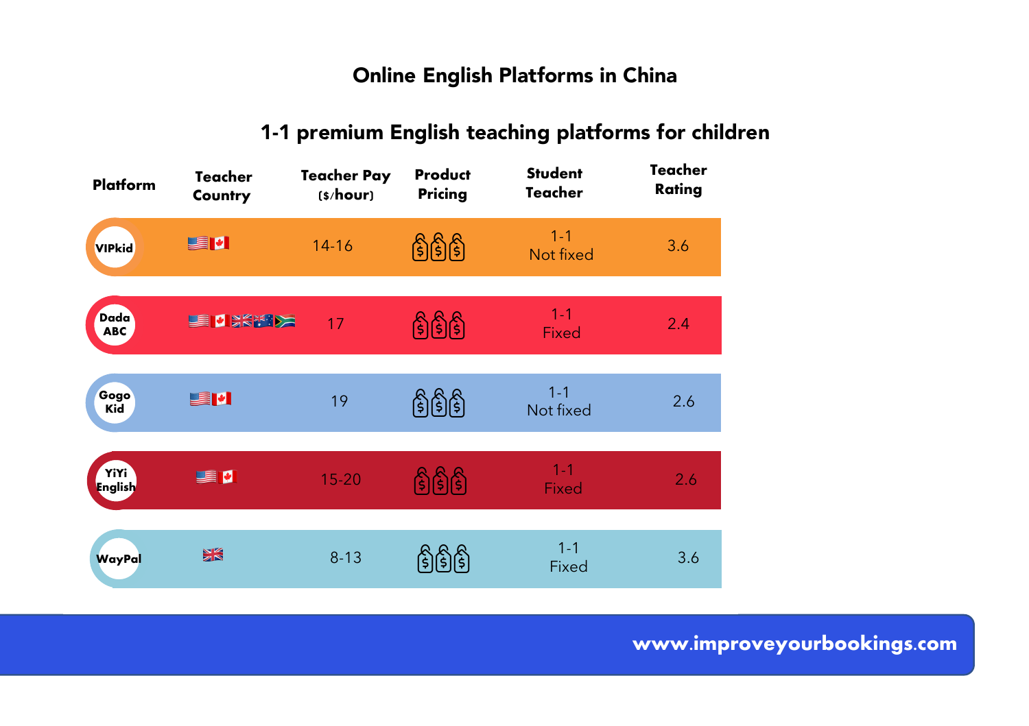# Online English Platforms in China

## 1-1 premium English teaching platforms for children

| Platform | Teacher Country | Teacher Pay ($/hour) | Product Pricing | Student Teacher | Teacher Rating |
|---|---|---|---|---|---|
| VIPkid | 🇺🇸🇨🇦 | 14-16 | $$$ | 1-1 Not fixed | 3.6 |
| Dada ABC | 🇺🇸🇨🇦🇬🇧🇦🇺🇿🇦 | 17 | $$$ | 1-1 Fixed | 2.4 |
| Gogo Kid | 🇺🇸🇨🇦 | 19 | $$$ | 1-1 Not fixed | 2.6 |
| YiYi English | 🇺🇸🇨🇦 | 15-20 | $$$ | 1-1 Fixed | 2.6 |
| WayPal | 🇬🇧 | 8-13 | $$$ | 1-1 Fixed | 3.6 |

www.improveyourbookings.com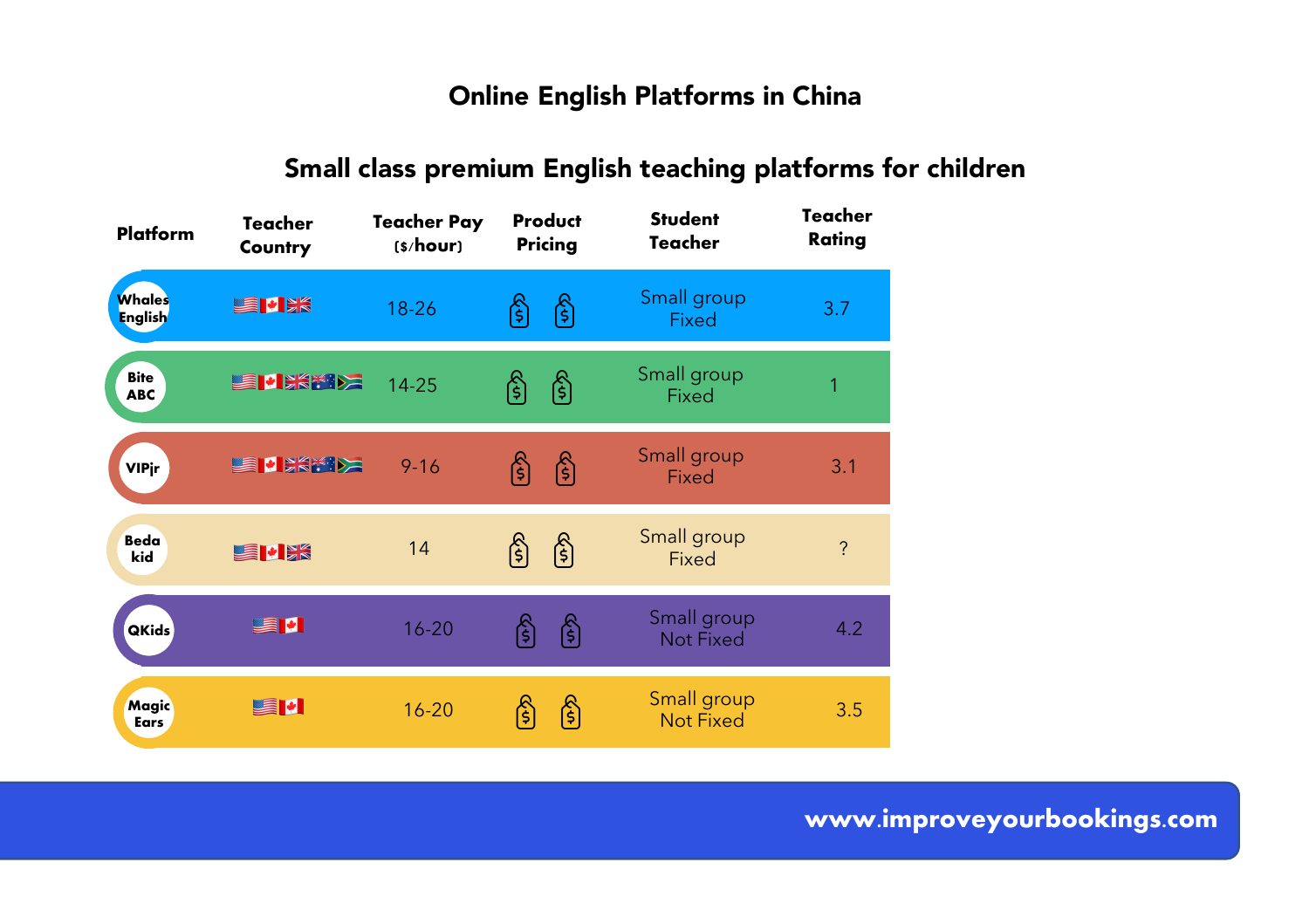## Online English Platforms in China

### Small class premium English teaching platforms for children

| Platform | Teacher Country | Teacher Pay ($/hour) | Product Pricing | Student Teacher | Teacher Rating |
|---|---|---|---|---|---|
| Whales English | 🇺🇸🇨🇦🇬🇧 | 18-26 | $ $ | Small group Fixed | 3.7 |
| Bite ABC | 🇺🇸🇨🇦🇬🇧🇦🇺🇿🇦 | 14-25 | $ $ | Small group Fixed | 1 |
| VIPjr | 🇺🇸🇨🇦🇬🇧🇦🇺🇿🇦 | 9-16 | $ $ | Small group Fixed | 3.1 |
| Beda kid | 🇺🇸🇨🇦🇬🇧 | 14 | $ $ | Small group Fixed | ? |
| QKids | 🇺🇸🇨🇦 | 16-20 | $ $ | Small group Not Fixed | 4.2 |
| Magic Ears | 🇺🇸🇨🇦 | 16-20 | $ $ | Small group Not Fixed | 3.5 |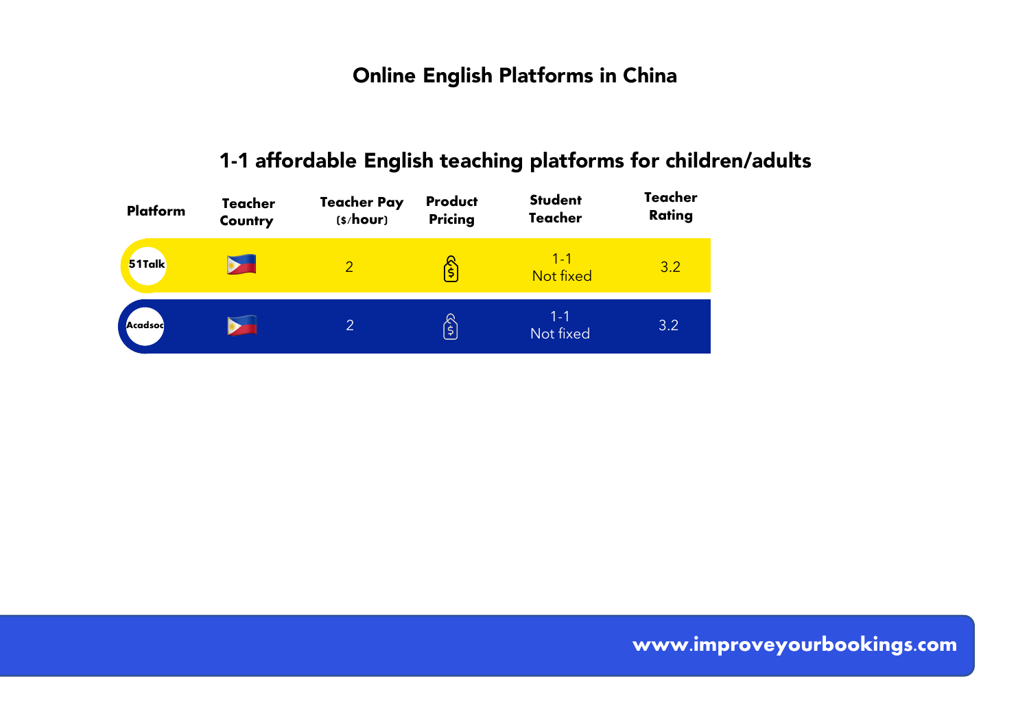# Online English Platforms in China

## 1-1 affordable English teaching platforms for children/adults

| Platform | Teacher Country | Teacher Pay ($/hour) | Product Pricing | Student Teacher | Teacher Rating |
|---|---|---|---|---|---|
| 51Talk | 🇵🇭 | 2 | $ | 1-1 Not fixed | 3.2 |
| Acadsoc | 🇵🇭 | 2 | $ | 1-1 Not fixed | 3.2 |

www.improveyourbookings.com